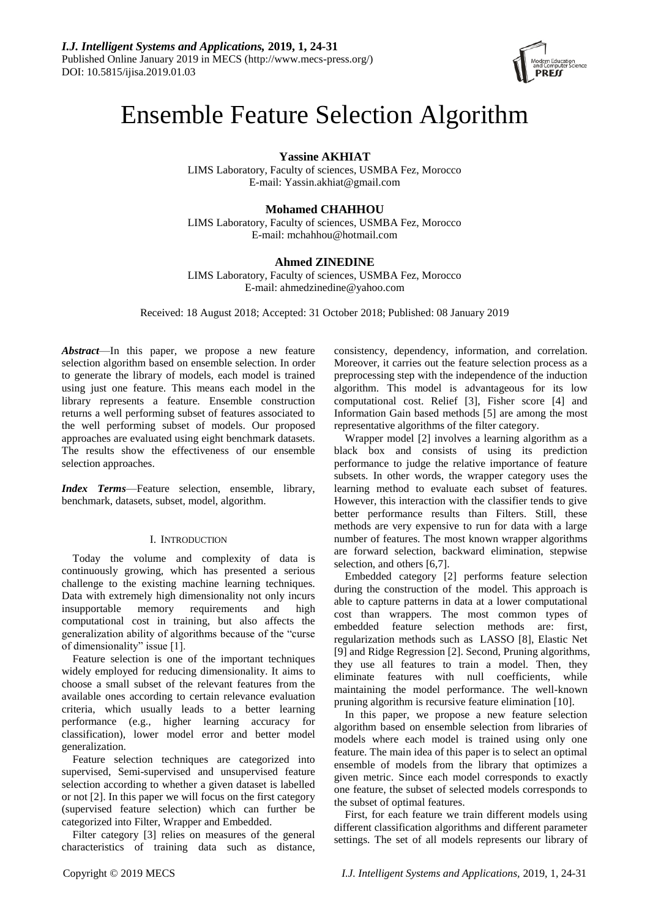# Ensemble Feature Selection Algorithm

**Yassine AKHIAT**
LIMS Laboratory, Faculty of sciences, USMBA Fez, Morocco
E-mail: Yassin.akhiat@gmail.com

**Mohamed CHAHHOU**
LIMS Laboratory, Faculty of sciences, USMBA Fez, Morocco
E-mail: mchahhou@hotmail.com

**Ahmed ZINEDINE**
LIMS Laboratory, Faculty of sciences, USMBA Fez, Morocco
E-mail: ahmedzinedine@yahoo.com

Received: 18 August 2018; Accepted: 31 October 2018; Published: 08 January 2019

***Abstract***—In this paper, we propose a new feature selection algorithm based on ensemble selection. In order to generate the library of models, each model is trained using just one feature. This means each model in the library represents a feature. Ensemble construction returns a well performing subset of features associated to the well performing subset of models. Our proposed approaches are evaluated using eight benchmark datasets. The results show the effectiveness of our ensemble selection approaches.

***Index Terms***—Feature selection, ensemble, library, benchmark, datasets, subset, model, algorithm.

## I. Introduction

Today the volume and complexity of data is continuously growing, which has presented a serious challenge to the existing machine learning techniques. Data with extremely high dimensionality not only incurs insupportable memory requirements and high computational cost in training, but also affects the generalization ability of algorithms because of the "curse of dimensionality" issue [1].

Feature selection is one of the important techniques widely employed for reducing dimensionality. It aims to choose a small subset of the relevant features from the available ones according to certain relevance evaluation criteria, which usually leads to a better learning performance (e.g., higher learning accuracy for classification), lower model error and better model generalization.

Feature selection techniques are categorized into supervised, Semi-supervised and unsupervised feature selection according to whether a given dataset is labelled or not [2]. In this paper we will focus on the first category (supervised feature selection) which can further be categorized into Filter, Wrapper and Embedded.

Filter category [3] relies on measures of the general characteristics of training data such as distance, consistency, dependency, information, and correlation. Moreover, it carries out the feature selection process as a preprocessing step with the independence of the induction algorithm. This model is advantageous for its low computational cost. Relief [3], Fisher score [4] and Information Gain based methods [5] are among the most representative algorithms of the filter category.

Wrapper model [2] involves a learning algorithm as a black box and consists of using its prediction performance to judge the relative importance of feature subsets. In other words, the wrapper category uses the learning method to evaluate each subset of features. However, this interaction with the classifier tends to give better performance results than Filters. Still, these methods are very expensive to run for data with a large number of features. The most known wrapper algorithms are forward selection, backward elimination, stepwise selection, and others [6,7].

Embedded category [2] performs feature selection during the construction of the model. This approach is able to capture patterns in data at a lower computational cost than wrappers. The most common types of embedded feature selection methods are: first, regularization methods such as LASSO [8], Elastic Net [9] and Ridge Regression [2]. Second, Pruning algorithms, they use all features to train a model. Then, they eliminate features with null coefficients, while maintaining the model performance. The well-known pruning algorithm is recursive feature elimination [10].

In this paper, we propose a new feature selection algorithm based on ensemble selection from libraries of models where each model is trained using only one feature. The main idea of this paper is to select an optimal ensemble of models from the library that optimizes a given metric. Since each model corresponds to exactly one feature, the subset of selected models corresponds to the subset of optimal features.

First, for each feature we train different models using different classification algorithms and different parameter settings. The set of all models represents our library of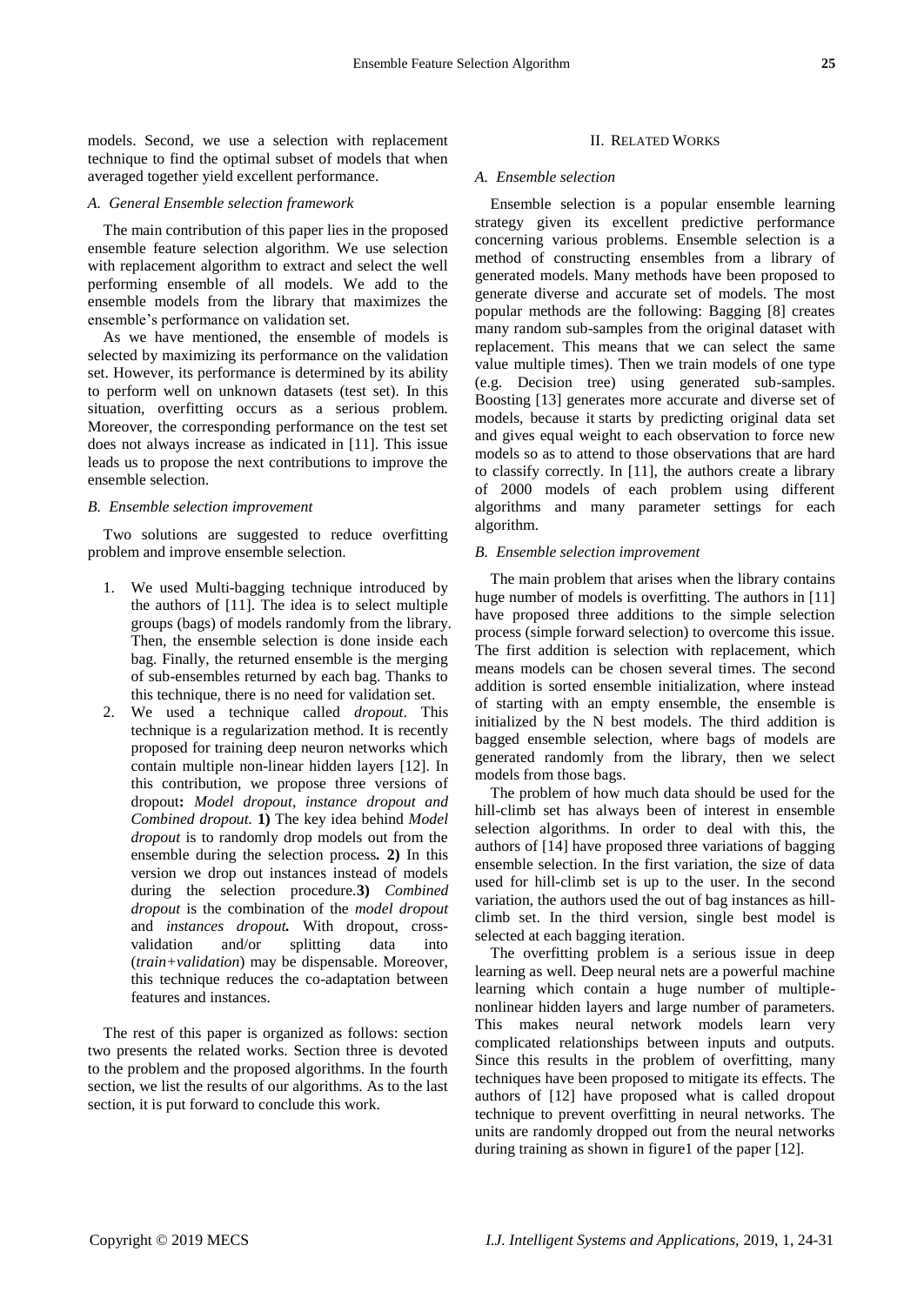models. Second, we use a selection with replacement technique to find the optimal subset of models that when averaged together yield excellent performance.

### *A. General Ensemble selection framework*

The main contribution of this paper lies in the proposed ensemble feature selection algorithm. We use selection with replacement algorithm to extract and select the well performing ensemble of all models. We add to the ensemble models from the library that maximizes the ensemble's performance on validation set.

As we have mentioned, the ensemble of models is selected by maximizing its performance on the validation set. However, its performance is determined by its ability to perform well on unknown datasets (test set). In this situation, overfitting occurs as a serious problem. Moreover, the corresponding performance on the test set does not always increase as indicated in [11]. This issue leads us to propose the next contributions to improve the ensemble selection.

### *B. Ensemble selection improvement*

Two solutions are suggested to reduce overfitting problem and improve ensemble selection.

1. We used Multi-bagging technique introduced by the authors of [11]. The idea is to select multiple groups (bags) of models randomly from the library. Then, the ensemble selection is done inside each bag. Finally, the returned ensemble is the merging of sub-ensembles returned by each bag. Thanks to this technique, there is no need for validation set.
2. We used a technique called *dropout*. This technique is a regularization method. It is recently proposed for training deep neuron networks which contain multiple non-linear hidden layers [12]. In this contribution, we propose three versions of dropout**:** *Model dropout, instance dropout and Combined dropout.* **1)** The key idea behind *Model dropout* is to randomly drop models out from the ensemble during the selection process**. 2)** In this version we drop out instances instead of models during the selection procedure.**3)** *Combined dropout* is the combination of the *model dropout* and *instances dropout.* With dropout, cross-validation and/or splitting data into (*train+validation*) may be dispensable. Moreover, this technique reduces the co-adaptation between features and instances.

The rest of this paper is organized as follows: section two presents the related works. Section three is devoted to the problem and the proposed algorithms. In the fourth section, we list the results of our algorithms. As to the last section, it is put forward to conclude this work.

## II. Related Works

### *A. Ensemble selection*

Ensemble selection is a popular ensemble learning strategy given its excellent predictive performance concerning various problems. Ensemble selection is a method of constructing ensembles from a library of generated models. Many methods have been proposed to generate diverse and accurate set of models. The most popular methods are the following: Bagging [8] creates many random sub-samples from the original dataset with replacement. This means that we can select the same value multiple times). Then we train models of one type (e.g. Decision tree) using generated sub-samples. Boosting [13] generates more accurate and diverse set of models, because it starts by predicting original data set and gives equal weight to each observation to force new models so as to attend to those observations that are hard to classify correctly. In [11], the authors create a library of 2000 models of each problem using different algorithms and many parameter settings for each algorithm.

### *B. Ensemble selection improvement*

The main problem that arises when the library contains huge number of models is overfitting. The authors in [11] have proposed three additions to the simple selection process (simple forward selection) to overcome this issue. The first addition is selection with replacement, which means models can be chosen several times. The second addition is sorted ensemble initialization, where instead of starting with an empty ensemble, the ensemble is initialized by the N best models. The third addition is bagged ensemble selection, where bags of models are generated randomly from the library, then we select models from those bags.

The problem of how much data should be used for the hill-climb set has always been of interest in ensemble selection algorithms. In order to deal with this, the authors of [14] have proposed three variations of bagging ensemble selection. In the first variation, the size of data used for hill-climb set is up to the user. In the second variation, the authors used the out of bag instances as hill-climb set. In the third version, single best model is selected at each bagging iteration.

The overfitting problem is a serious issue in deep learning as well. Deep neural nets are a powerful machine learning which contain a huge number of multiple-nonlinear hidden layers and large number of parameters. This makes neural network models learn very complicated relationships between inputs and outputs. Since this results in the problem of overfitting, many techniques have been proposed to mitigate its effects. The authors of [12] have proposed what is called dropout technique to prevent overfitting in neural networks. The units are randomly dropped out from the neural networks during training as shown in figure1 of the paper [12].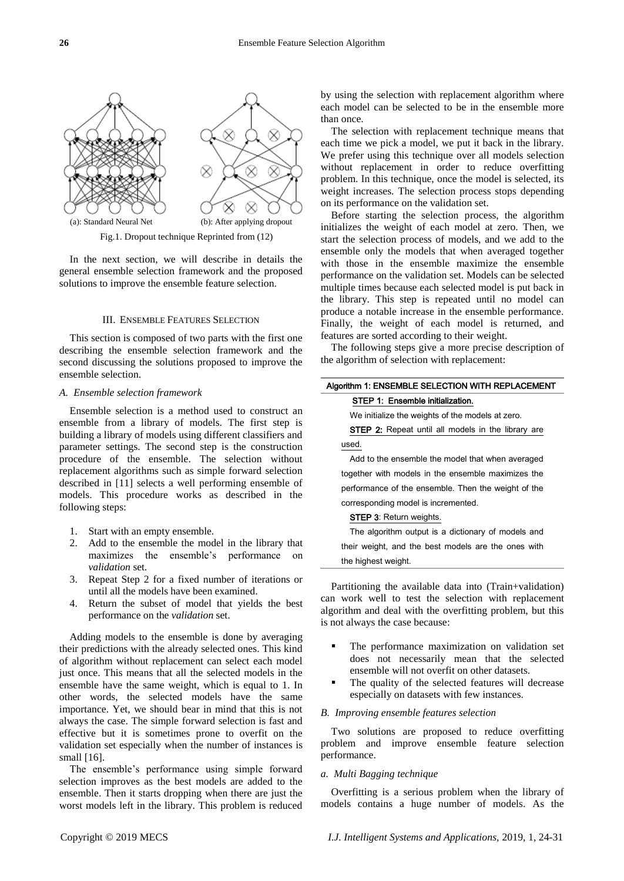(a): Standard Neural Net (b): After applying dropout

Fig.1. Dropout technique Reprinted from (12)

In the next section, we will describe in details the general ensemble selection framework and the proposed solutions to improve the ensemble feature selection.

## III. Ensemble Features Selection

This section is composed of two parts with the first one describing the ensemble selection framework and the second discussing the solutions proposed to improve the ensemble selection.

### *A. Ensemble selection framework*

Ensemble selection is a method used to construct an ensemble from a library of models. The first step is building a library of models using different classifiers and parameter settings. The second step is the construction procedure of the ensemble. The selection without replacement algorithms such as simple forward selection described in [11] selects a well performing ensemble of models. This procedure works as described in the following steps:

1. Start with an empty ensemble.
2. Add to the ensemble the model in the library that maximizes the ensemble's performance on *validation* set.
3. Repeat Step 2 for a fixed number of iterations or until all the models have been examined.
4. Return the subset of model that yields the best performance on the *validation* set.

Adding models to the ensemble is done by averaging their predictions with the already selected ones. This kind of algorithm without replacement can select each model just once. This means that all the selected models in the ensemble have the same weight, which is equal to 1. In other words, the selected models have the same importance. Yet, we should bear in mind that this is not always the case. The simple forward selection is fast and effective but it is sometimes prone to overfit on the validation set especially when the number of instances is small [16].

The ensemble's performance using simple forward selection improves as the best models are added to the ensemble. Then it starts dropping when there are just the worst models left in the library. This problem is reduced by using the selection with replacement algorithm where each model can be selected to be in the ensemble more than once.

The selection with replacement technique means that each time we pick a model, we put it back in the library. We prefer using this technique over all models selection without replacement in order to reduce overfitting problem. In this technique, once the model is selected, its weight increases. The selection process stops depending on its performance on the validation set.

Before starting the selection process, the algorithm initializes the weight of each model at zero. Then, we start the selection process of models, and we add to the ensemble only the models that when averaged together with those in the ensemble maximize the ensemble performance on the validation set. Models can be selected multiple times because each selected model is put back in the library. This step is repeated until no model can produce a notable increase in the ensemble performance. Finally, the weight of each model is returned, and features are sorted according to their weight.

The following steps give a more precise description of the algorithm of selection with replacement:

**Algorithm 1: ENSEMBLE SELECTION WITH REPLACEMENT**

**STEP 1: Ensemble initialization.**

We initialize the weights of the models at zero.

**STEP 2:** Repeat until all models in the library are used.

Add to the ensemble the model that when averaged together with models in the ensemble maximizes the performance of the ensemble. Then the weight of the corresponding model is incremented.

**STEP 3**: Return weights.

The algorithm output is a dictionary of models and their weight, and the best models are the ones with the highest weight.

Partitioning the available data into (Train+validation) can work well to test the selection with replacement algorithm and deal with the overfitting problem, but this is not always the case because:

- The performance maximization on validation set does not necessarily mean that the selected ensemble will not overfit on other datasets.
- The quality of the selected features will decrease especially on datasets with few instances.

### *B. Improving ensemble features selection*

Two solutions are proposed to reduce overfitting problem and improve ensemble feature selection performance.

#### *a. Multi Bagging technique*

Overfitting is a serious problem when the library of models contains a huge number of models. As the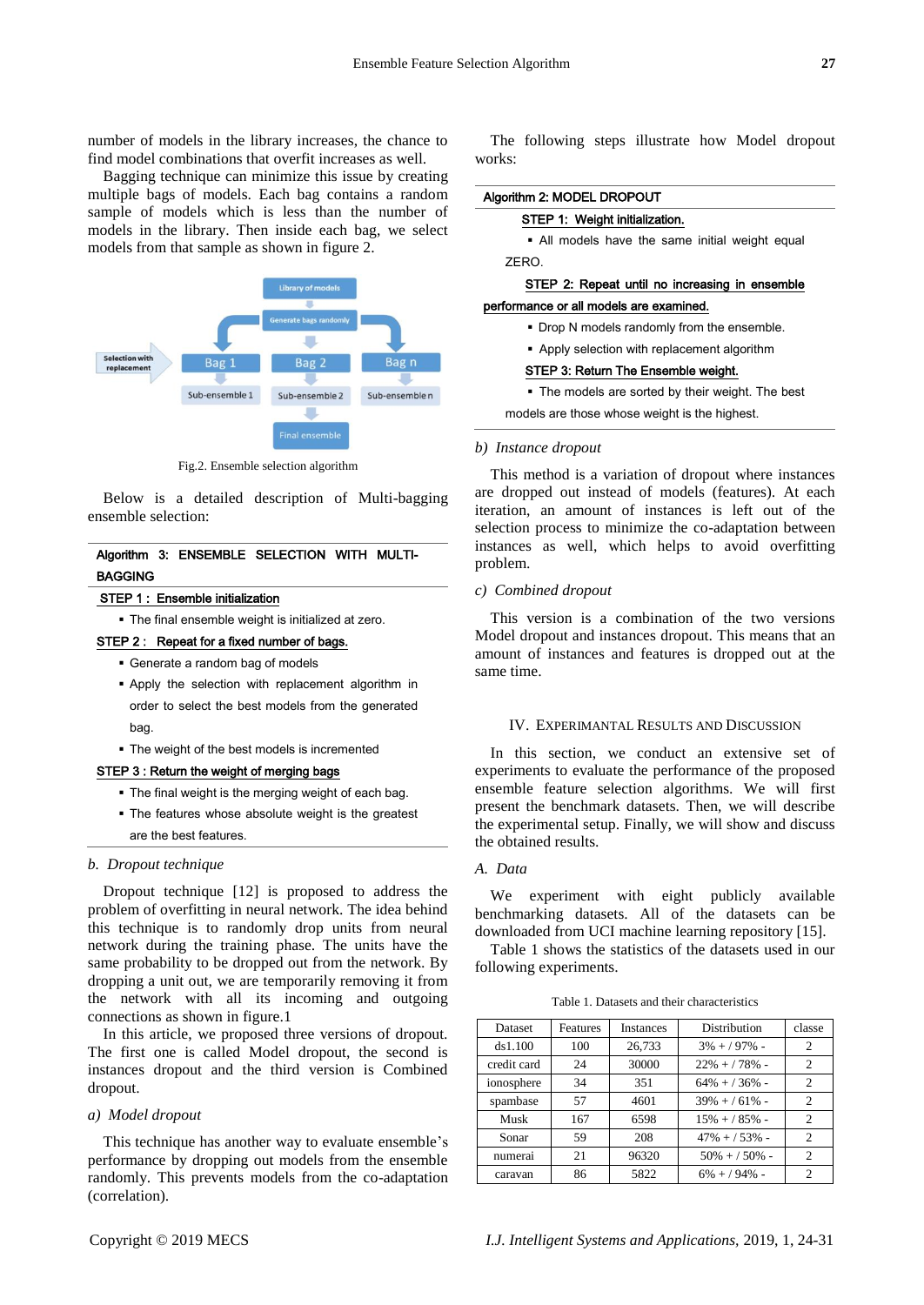number of models in the library increases, the chance to find model combinations that overfit increases as well.

Bagging technique can minimize this issue by creating multiple bags of models. Each bag contains a random sample of models which is less than the number of models in the library. Then inside each bag, we select models from that sample as shown in figure 2.

Fig.2. Ensemble selection algorithm

Below is a detailed description of Multi-bagging ensemble selection:

**Algorithm 3: ENSEMBLE SELECTION WITH MULTI-BAGGING**

**STEP 1 : Ensemble initialization**

- The final ensemble weight is initialized at zero.

**STEP 2 : Repeat for a fixed number of bags.**

- Generate a random bag of models
- Apply the selection with replacement algorithm in order to select the best models from the generated bag.
- The weight of the best models is incremented

**STEP 3 : Return the weight of merging bags**

- The final weight is the merging weight of each bag.
- The features whose absolute weight is the greatest are the best features.

### b. Dropout technique

Dropout technique [12] is proposed to address the problem of overfitting in neural network. The idea behind this technique is to randomly drop units from neural network during the training phase. The units have the same probability to be dropped out from the network. By dropping a unit out, we are temporarily removing it from the network with all its incoming and outgoing connections as shown in figure.1

In this article, we proposed three versions of dropout. The first one is called Model dropout, the second is instances dropout and the third version is Combined dropout.

#### a) Model dropout

This technique has another way to evaluate ensemble's performance by dropping out models from the ensemble randomly. This prevents models from the co-adaptation (correlation).

The following steps illustrate how Model dropout works:

**Algorithm 2: MODEL DROPOUT**

**STEP 1: Weight initialization.**

- All models have the same initial weight equal ZERO.

**STEP 2: Repeat until no increasing in ensemble performance or all models are examined.**

- Drop N models randomly from the ensemble.
- Apply selection with replacement algorithm

**STEP 3: Return The Ensemble weight.**

- The models are sorted by their weight. The best models are those whose weight is the highest.

#### b) Instance dropout

This method is a variation of dropout where instances are dropped out instead of models (features). At each iteration, an amount of instances is left out of the selection process to minimize the co-adaptation between instances as well, which helps to avoid overfitting problem.

#### c) Combined dropout

This version is a combination of the two versions Model dropout and instances dropout. This means that an amount of instances and features is dropped out at the same time.

## IV. Experimantal Results and Discussion

In this section, we conduct an extensive set of experiments to evaluate the performance of the proposed ensemble feature selection algorithms. We will first present the benchmark datasets. Then, we will describe the experimental setup. Finally, we will show and discuss the obtained results.

### A. Data

We experiment with eight publicly available benchmarking datasets. All of the datasets can be downloaded from UCI machine learning repository [15].

Table 1 shows the statistics of the datasets used in our following experiments.

Table 1. Datasets and their characteristics

| Dataset | Features | Instances | Distribution | classe |
|---|---|---|---|---|
| ds1.100 | 100 | 26,733 | 3% + / 97% - | 2 |
| credit card | 24 | 30000 | 22% + / 78% - | 2 |
| ionosphere | 34 | 351 | 64% + / 36% - | 2 |
| spambase | 57 | 4601 | 39% + / 61% - | 2 |
| Musk | 167 | 6598 | 15% + / 85% - | 2 |
| Sonar | 59 | 208 | 47% + / 53% - | 2 |
| numerai | 21 | 96320 | 50% + / 50% - | 2 |
| caravan | 86 | 5822 | 6% + / 94% - | 2 |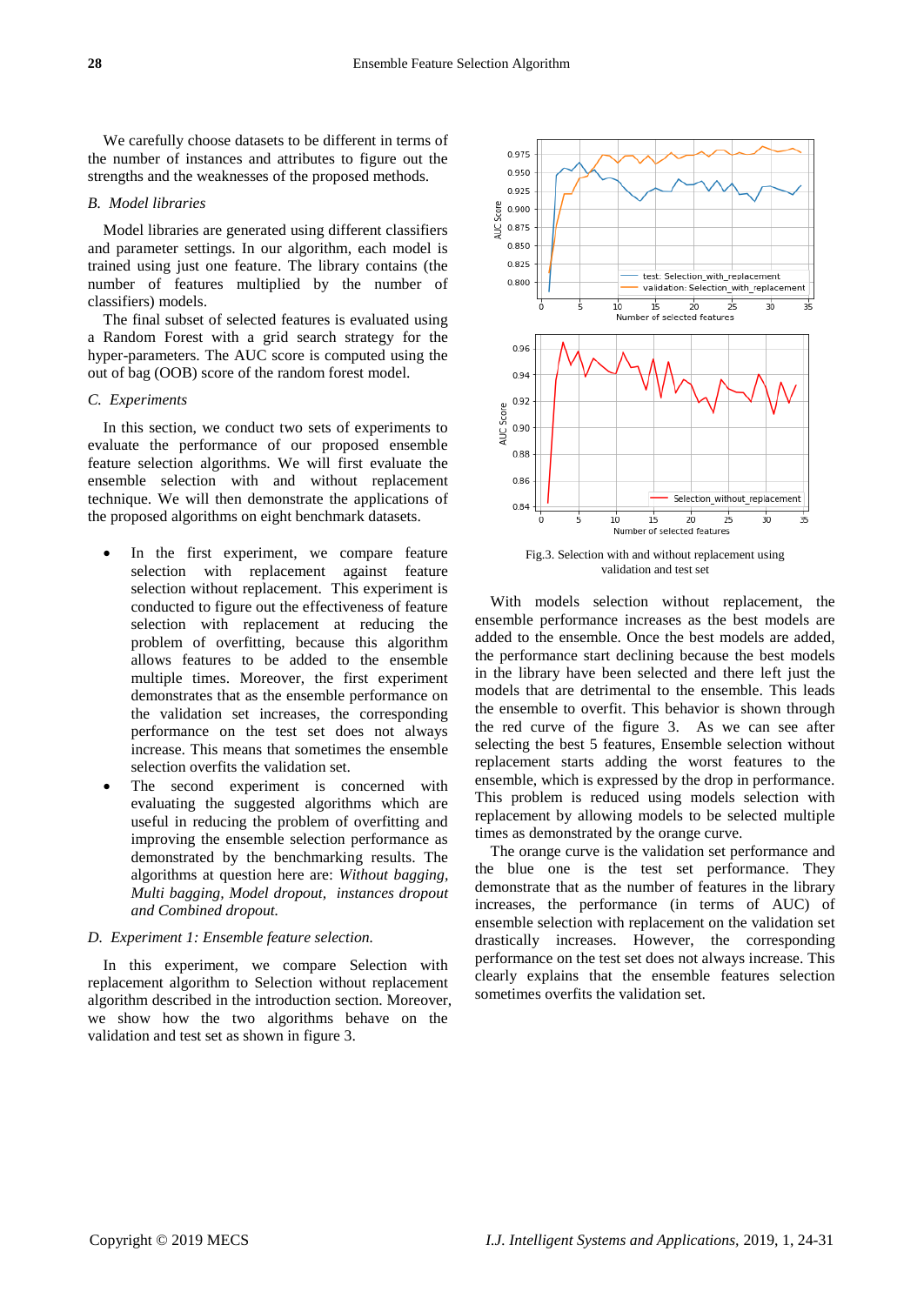We carefully choose datasets to be different in terms of the number of instances and attributes to figure out the strengths and the weaknesses of the proposed methods.

### B. Model libraries

Model libraries are generated using different classifiers and parameter settings. In our algorithm, each model is trained using just one feature. The library contains (the number of features multiplied by the number of classifiers) models.

The final subset of selected features is evaluated using a Random Forest with a grid search strategy for the hyper-parameters. The AUC score is computed using the out of bag (OOB) score of the random forest model.

### C. Experiments

In this section, we conduct two sets of experiments to evaluate the performance of our proposed ensemble feature selection algorithms. We will first evaluate the ensemble selection with and without replacement technique. We will then demonstrate the applications of the proposed algorithms on eight benchmark datasets.

- In the first experiment, we compare feature selection with replacement against feature selection without replacement. This experiment is conducted to figure out the effectiveness of feature selection with replacement at reducing the problem of overfitting, because this algorithm allows features to be added to the ensemble multiple times. Moreover, the first experiment demonstrates that as the ensemble performance on the validation set increases, the corresponding performance on the test set does not always increase. This means that sometimes the ensemble selection overfits the validation set.
- The second experiment is concerned with evaluating the suggested algorithms which are useful in reducing the problem of overfitting and improving the ensemble selection performance as demonstrated by the benchmarking results. The algorithms at question here are: *Without bagging, Multi bagging, Model dropout, instances dropout and Combined dropout.*

### D. Experiment 1: Ensemble feature selection.

In this experiment, we compare Selection with replacement algorithm to Selection without replacement algorithm described in the introduction section. Moreover, we show how the two algorithms behave on the validation and test set as shown in figure 3.

Fig.3. Selection with and without replacement using validation and test set

With models selection without replacement, the ensemble performance increases as the best models are added to the ensemble. Once the best models are added, the performance start declining because the best models in the library have been selected and there left just the models that are detrimental to the ensemble. This leads the ensemble to overfit. This behavior is shown through the red curve of the figure 3. As we can see after selecting the best 5 features, Ensemble selection without replacement starts adding the worst features to the ensemble, which is expressed by the drop in performance. This problem is reduced using models selection with replacement by allowing models to be selected multiple times as demonstrated by the orange curve.

The orange curve is the validation set performance and the blue one is the test set performance. They demonstrate that as the number of features in the library increases, the performance (in terms of AUC) of ensemble selection with replacement on the validation set drastically increases. However, the corresponding performance on the test set does not always increase. This clearly explains that the ensemble features selection sometimes overfits the validation set.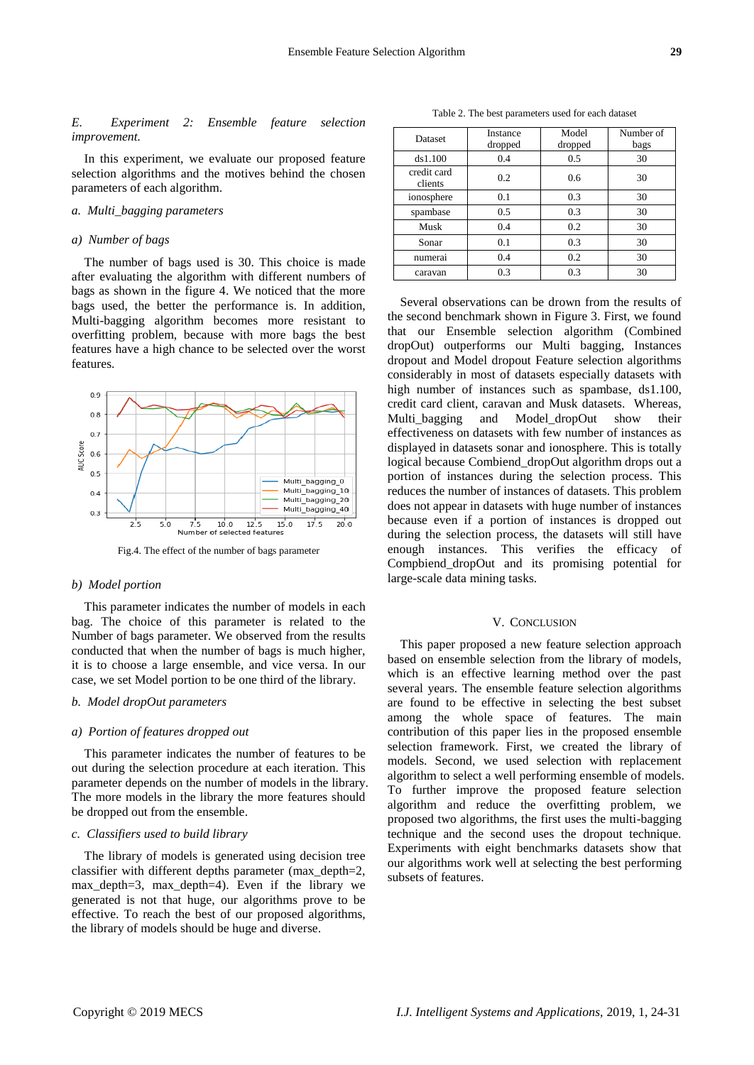*E. Experiment 2: Ensemble feature selection improvement.*

In this experiment, we evaluate our proposed feature selection algorithms and the motives behind the chosen parameters of each algorithm.

*a. Multi_bagging parameters*

*a) Number of bags*

The number of bags used is 30. This choice is made after evaluating the algorithm with different numbers of bags as shown in the figure 4. We noticed that the more bags used, the better the performance is. In addition, Multi-bagging algorithm becomes more resistant to overfitting problem, because with more bags the best features have a high chance to be selected over the worst features.

Fig.4. The effect of the number of bags parameter

*b) Model portion*

This parameter indicates the number of models in each bag. The choice of this parameter is related to the Number of bags parameter. We observed from the results conducted that when the number of bags is much higher, it is to choose a large ensemble, and vice versa. In our case, we set Model portion to be one third of the library.

*b. Model dropOut parameters*

*a) Portion of features dropped out*

This parameter indicates the number of features to be out during the selection procedure at each iteration. This parameter depends on the number of models in the library. The more models in the library the more features should be dropped out from the ensemble.

*c. Classifiers used to build library*

The library of models is generated using decision tree classifier with different depths parameter (max_depth=2, max_depth=3, max_depth=4). Even if the library we generated is not that huge, our algorithms prove to be effective. To reach the best of our proposed algorithms, the library of models should be huge and diverse.

Table 2. The best parameters used for each dataset

| Dataset | Instance dropped | Model dropped | Number of bags |
|---|---|---|---|
| ds1.100 | 0.4 | 0.5 | 30 |
| credit card clients | 0.2 | 0.6 | 30 |
| ionosphere | 0.1 | 0.3 | 30 |
| spambase | 0.5 | 0.3 | 30 |
| Musk | 0.4 | 0.2 | 30 |
| Sonar | 0.1 | 0.3 | 30 |
| numerai | 0.4 | 0.2 | 30 |
| caravan | 0.3 | 0.3 | 30 |

Several observations can be drown from the results of the second benchmark shown in Figure 3. First, we found that our Ensemble selection algorithm (Combined dropOut) outperforms our Multi bagging, Instances dropout and Model dropout Feature selection algorithms considerably in most of datasets especially datasets with high number of instances such as spambase, ds1.100, credit card client, caravan and Musk datasets. Whereas, Multi_bagging and Model_dropOut show their effectiveness on datasets with few number of instances as displayed in datasets sonar and ionosphere. This is totally logical because Combiend_dropOut algorithm drops out a portion of instances during the selection process. This reduces the number of instances of datasets. This problem does not appear in datasets with huge number of instances because even if a portion of instances is dropped out during the selection process, the datasets will still have enough instances. This verifies the efficacy of Compbiend_dropOut and its promising potential for large-scale data mining tasks.

## V. Conclusion

This paper proposed a new feature selection approach based on ensemble selection from the library of models, which is an effective learning method over the past several years. The ensemble feature selection algorithms are found to be effective in selecting the best subset among the whole space of features. The main contribution of this paper lies in the proposed ensemble selection framework. First, we created the library of models. Second, we used selection with replacement algorithm to select a well performing ensemble of models. To further improve the proposed feature selection algorithm and reduce the overfitting problem, we proposed two algorithms, the first uses the multi-bagging technique and the second uses the dropout technique. Experiments with eight benchmarks datasets show that our algorithms work well at selecting the best performing subsets of features.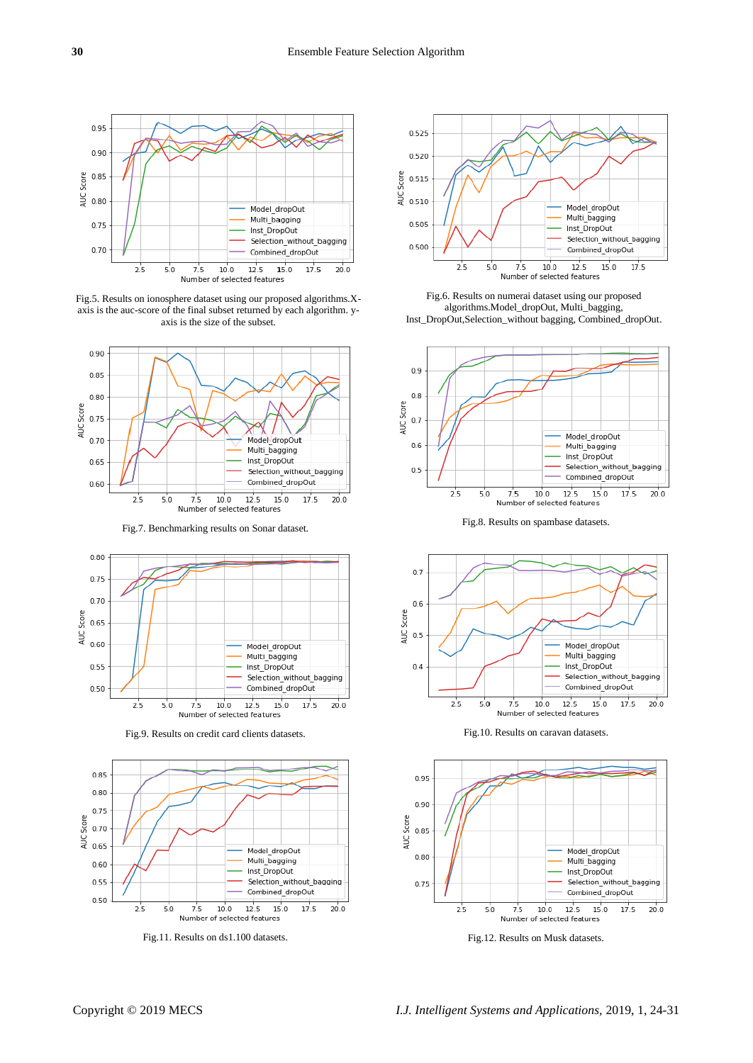Fig.5. Results on ionosphere dataset using our proposed algorithms.X-axis is the auc-score of the final subset returned by each algorithm. y-axis is the size of the subset.

Fig.6. Results on numerai dataset using our proposed algorithms.Model_dropOut, Multi_bagging, Inst_DropOut,Selection_without bagging, Combined_dropOut.

Fig.7. Benchmarking results on Sonar dataset.

Fig.8. Results on spambase datasets.

Fig.9. Results on credit card clients datasets.

Fig.10. Results on caravan datasets.

Fig.11. Results on ds1.100 datasets.

Fig.12. Results on Musk datasets.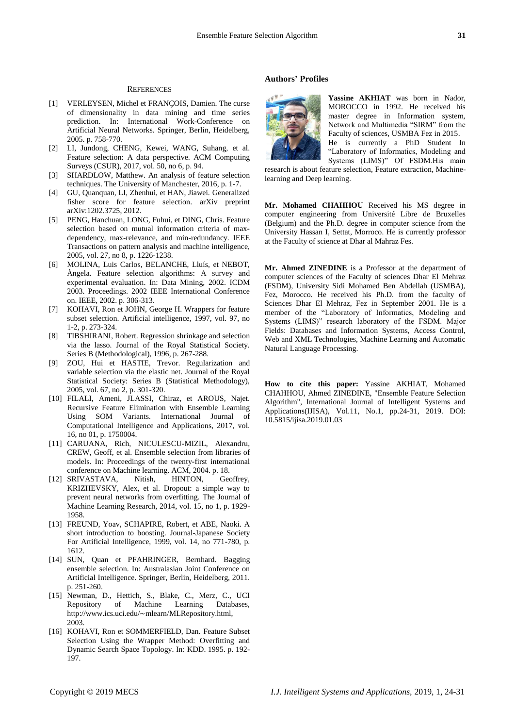## REFERENCES

[1] VERLEYSEN, Michel et FRANÇOIS, Damien. The curse of dimensionality in data mining and time series prediction. In: International Work-Conference on Artificial Neural Networks. Springer, Berlin, Heidelberg, 2005. p. 758-770.

[2] LI, Jundong, CHENG, Kewei, WANG, Suhang, et al. Feature selection: A data perspective. ACM Computing Surveys (CSUR), 2017, vol. 50, no 6, p. 94.

[3] SHARDLOW, Matthew. An analysis of feature selection techniques. The University of Manchester, 2016, p. 1-7.

[4] GU, Quanquan, LI, Zhenhui, et HAN, Jiawei. Generalized fisher score for feature selection. arXiv preprint arXiv:1202.3725, 2012.

[5] PENG, Hanchuan, LONG, Fuhui, et DING, Chris. Feature selection based on mutual information criteria of max-dependency, max-relevance, and min-redundancy. IEEE Transactions on pattern analysis and machine intelligence, 2005, vol. 27, no 8, p. 1226-1238.

[6] MOLINA, Luis Carlos, BELANCHE, Lluís, et NEBOT, Àngela. Feature selection algorithms: A survey and experimental evaluation. In: Data Mining, 2002. ICDM 2003. Proceedings. 2002 IEEE International Conference on. IEEE, 2002. p. 306-313.

[7] KOHAVI, Ron et JOHN, George H. Wrappers for feature subset selection. Artificial intelligence, 1997, vol. 97, no 1-2, p. 273-324.

[8] TIBSHIRANI, Robert. Regression shrinkage and selection via the lasso. Journal of the Royal Statistical Society. Series B (Methodological), 1996, p. 267-288.

[9] ZOU, Hui et HASTIE, Trevor. Regularization and variable selection via the elastic net. Journal of the Royal Statistical Society: Series B (Statistical Methodology), 2005, vol. 67, no 2, p. 301-320.

[10] FILALI, Ameni, JLASSI, Chiraz, et AROUS, Najet. Recursive Feature Elimination with Ensemble Learning Using SOM Variants. International Journal of Computational Intelligence and Applications, 2017, vol. 16, no 01, p. 1750004.

[11] CARUANA, Rich, NICULESCU-MIZIL, Alexandru, CREW, Geoff, et al. Ensemble selection from libraries of models. In: Proceedings of the twenty-first international conference on Machine learning. ACM, 2004. p. 18.

[12] SRIVASTAVA, Nitish, HINTON, Geoffrey, KRIZHEVSKY, Alex, et al. Dropout: a simple way to prevent neural networks from overfitting. The Journal of Machine Learning Research, 2014, vol. 15, no 1, p. 1929-1958.

[13] FREUND, Yoav, SCHAPIRE, Robert, et ABE, Naoki. A short introduction to boosting. Journal-Japanese Society For Artificial Intelligence, 1999, vol. 14, no 771-780, p. 1612.

[14] SUN, Quan et PFAHRINGER, Bernhard. Bagging ensemble selection. In: Australasian Joint Conference on Artificial Intelligence. Springer, Berlin, Heidelberg, 2011. p. 251-260.

[15] Newman, D., Hettich, S., Blake, C., Merz, C., UCI Repository of Machine Learning Databases, http://www.ics.uci.edu/~mlearn/MLRepository.html, 2003.

[16] KOHAVI, Ron et SOMMERFIELD, Dan. Feature Subset Selection Using the Wrapper Method: Overfitting and Dynamic Search Space Topology. In: KDD. 1995. p. 192-197.

## Authors' Profiles

**Yassine AKHIAT** was born in Nador, MOROCCO in 1992. He received his master degree in Information system, Network and Multimedia "SIRM" from the Faculty of sciences, USMBA Fez in 2015. He is currently a PhD Student In "Laboratory of Informatics, Modeling and Systems (LIMS)" Of FSDM.His main research is about feature selection, Feature extraction, Machine-learning and Deep learning.

**Mr. Mohamed CHAHHOU** Received his MS degree in computer engineering from Université Libre de Bruxelles (Belgium) and the Ph.D. degree in computer science from the University Hassan I, Settat, Morroco. He is currently professor at the Faculty of science at Dhar al Mahraz Fes.

**Mr. Ahmed ZINEDINE** is a Professor at the department of computer sciences of the Faculty of sciences Dhar El Mehraz (FSDM), University Sidi Mohamed Ben Abdellah (USMBA), Fez, Morocco. He received his Ph.D. from the faculty of Sciences Dhar El Mehraz, Fez in September 2001. He is a member of the "Laboratory of Informatics, Modeling and Systems (LIMS)" research laboratory of the FSDM. Major Fields: Databases and Information Systems, Access Control, Web and XML Technologies, Machine Learning and Automatic Natural Language Processing.

**How to cite this paper:** Yassine AKHIAT, Mohamed CHAHHOU, Ahmed ZINEDINE, "Ensemble Feature Selection Algorithm", International Journal of Intelligent Systems and Applications(IJISA), Vol.11, No.1, pp.24-31, 2019. DOI: 10.5815/ijisa.2019.01.03